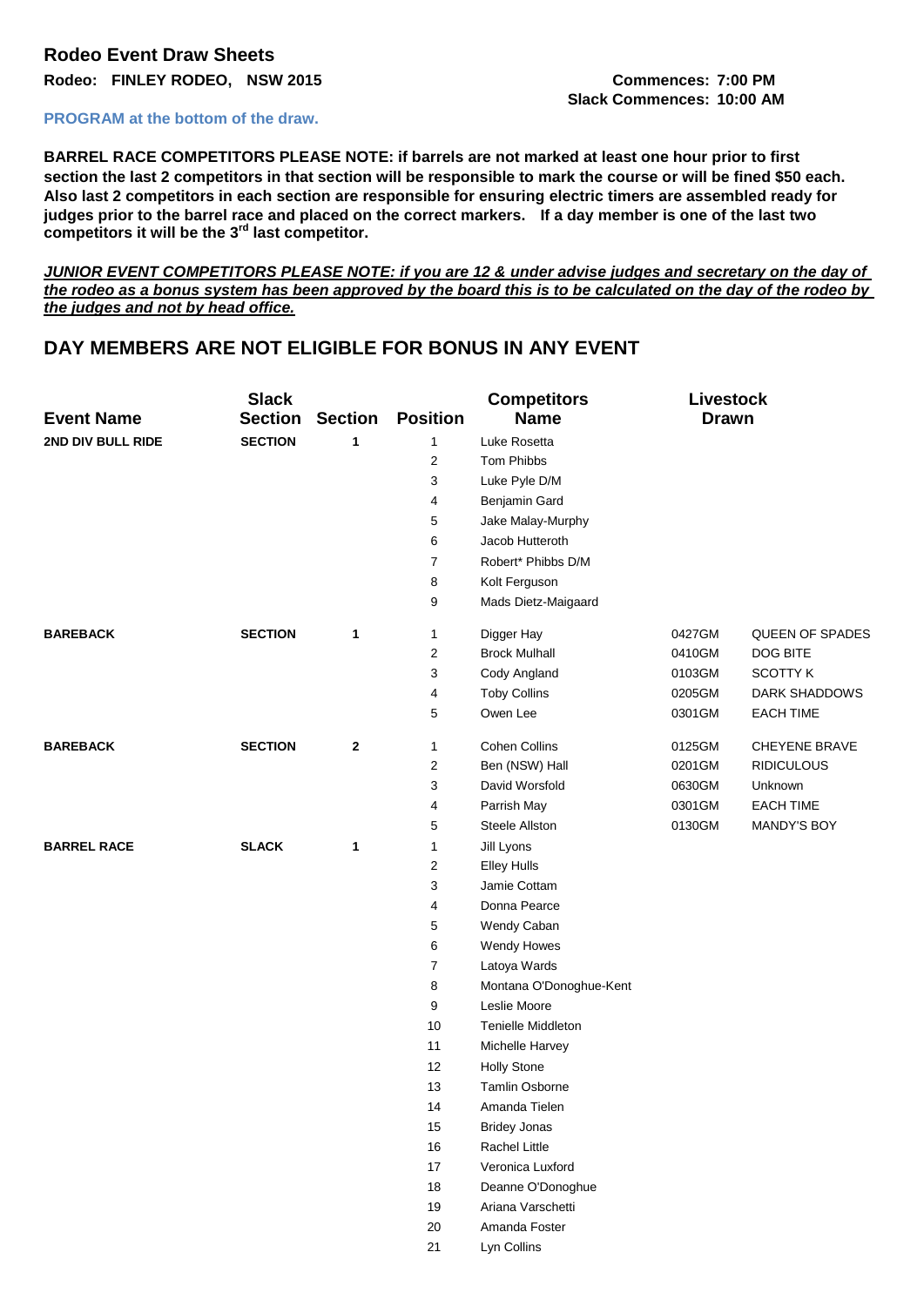## Rodeo Event Draw Sheets

**Rodeo: FINLEY RODEO, NSW 2015**

**Commences: 7:00 PM**
**Slack Commences: 10:00 AM**

**PROGRAM at the bottom of the draw.**

**BARREL RACE COMPETITORS PLEASE NOTE: if barrels are not marked at least one hour prior to first section the last 2 competitors in that section will be responsible to mark the course or will be fined $50 each. Also last 2 competitors in each section are responsible for ensuring electric timers are assembled ready for judges prior to the barrel race and placed on the correct markers. If a day member is one of the last two competitors it will be the 3rd last competitor.**

***JUNIOR EVENT COMPETITORS PLEASE NOTE: if you are 12 & under advise judges and secretary on the day of the rodeo as a bonus system has been approved by the board this is to be calculated on the day of the rodeo by the judges and not by head office.***

## DAY MEMBERS ARE NOT ELIGIBLE FOR BONUS IN ANY EVENT

| Event Name | Slack Section | Section | Position | Competitors Name | Livestock Drawn | |
|---|---|---|---|---|---|---|
| 2ND DIV BULL RIDE | SECTION | 1 | 1 | Luke Rosetta | | |
| | | | 2 | Tom Phibbs | | |
| | | | 3 | Luke Pyle D/M | | |
| | | | 4 | Benjamin Gard | | |
| | | | 5 | Jake Malay-Murphy | | |
| | | | 6 | Jacob Hutteroth | | |
| | | | 7 | Robert* Phibbs D/M | | |
| | | | 8 | Kolt Ferguson | | |
| | | | 9 | Mads Dietz-Maigaard | | |
| BAREBACK | SECTION | 1 | 1 | Digger Hay | 0427GM | QUEEN OF SPADES |
| | | | 2 | Brock Mulhall | 0410GM | DOG BITE |
| | | | 3 | Cody Angland | 0103GM | SCOTTY K |
| | | | 4 | Toby Collins | 0205GM | DARK SHADDOWS |
| | | | 5 | Owen Lee | 0301GM | EACH TIME |
| BAREBACK | SECTION | 2 | 1 | Cohen Collins | 0125GM | CHEYENE BRAVE |
| | | | 2 | Ben (NSW) Hall | 0201GM | RIDICULOUS |
| | | | 3 | David Worsfold | 0630GM | Unknown |
| | | | 4 | Parrish May | 0301GM | EACH TIME |
| | | | 5 | Steele Allston | 0130GM | MANDY'S BOY |
| BARREL RACE | SLACK | 1 | 1 | Jill Lyons | | |
| | | | 2 | Elley Hulls | | |
| | | | 3 | Jamie Cottam | | |
| | | | 4 | Donna Pearce | | |
| | | | 5 | Wendy Caban | | |
| | | | 6 | Wendy Howes | | |
| | | | 7 | Latoya Wards | | |
| | | | 8 | Montana O'Donoghue-Kent | | |
| | | | 9 | Leslie Moore | | |
| | | | 10 | Tenielle Middleton | | |
| | | | 11 | Michelle Harvey | | |
| | | | 12 | Holly Stone | | |
| | | | 13 | Tamlin Osborne | | |
| | | | 14 | Amanda Tielen | | |
| | | | 15 | Bridey Jonas | | |
| | | | 16 | Rachel Little | | |
| | | | 17 | Veronica Luxford | | |
| | | | 18 | Deanne O'Donoghue | | |
| | | | 19 | Ariana Varschetti | | |
| | | | 20 | Amanda Foster | | |
| | | | 21 | Lyn Collins | | |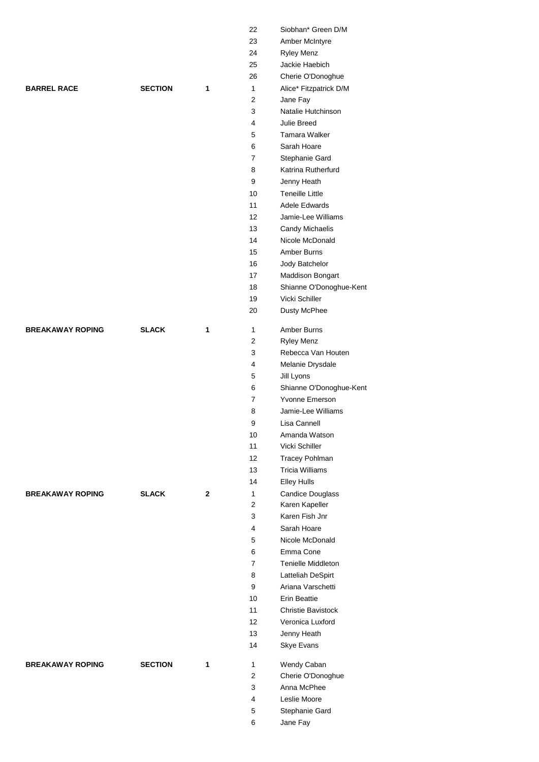| | | | | |
|---|---|---|---|---|
| | | | 22 | Siobhan* Green D/M |
| | | | 23 | Amber McIntyre |
| | | | 24 | Ryley Menz |
| | | | 25 | Jackie Haebich |
| | | | 26 | Cherie O'Donoghue |
| **BARREL RACE** | **SECTION** | **1** | 1 | Alice* Fitzpatrick D/M |
| | | | 2 | Jane Fay |
| | | | 3 | Natalie Hutchinson |
| | | | 4 | Julie Breed |
| | | | 5 | Tamara Walker |
| | | | 6 | Sarah Hoare |
| | | | 7 | Stephanie Gard |
| | | | 8 | Katrina Rutherfurd |
| | | | 9 | Jenny Heath |
| | | | 10 | Teneille Little |
| | | | 11 | Adele Edwards |
| | | | 12 | Jamie-Lee Williams |
| | | | 13 | Candy Michaelis |
| | | | 14 | Nicole McDonald |
| | | | 15 | Amber Burns |
| | | | 16 | Jody Batchelor |
| | | | 17 | Maddison Bongart |
| | | | 18 | Shianne O'Donoghue-Kent |
| | | | 19 | Vicki Schiller |
| | | | 20 | Dusty McPhee |
| **BREAKAWAY ROPING** | **SLACK** | **1** | 1 | Amber Burns |
| | | | 2 | Ryley Menz |
| | | | 3 | Rebecca Van Houten |
| | | | 4 | Melanie Drysdale |
| | | | 5 | Jill Lyons |
| | | | 6 | Shianne O'Donoghue-Kent |
| | | | 7 | Yvonne Emerson |
| | | | 8 | Jamie-Lee Williams |
| | | | 9 | Lisa Cannell |
| | | | 10 | Amanda Watson |
| | | | 11 | Vicki Schiller |
| | | | 12 | Tracey Pohlman |
| | | | 13 | Tricia Williams |
| | | | 14 | Elley Hulls |
| **BREAKAWAY ROPING** | **SLACK** | **2** | 1 | Candice Douglass |
| | | | 2 | Karen Kapeller |
| | | | 3 | Karen Fish Jnr |
| | | | 4 | Sarah Hoare |
| | | | 5 | Nicole McDonald |
| | | | 6 | Emma Cone |
| | | | 7 | Tenielle Middleton |
| | | | 8 | Latteliah DeSpirt |
| | | | 9 | Ariana Varschetti |
| | | | 10 | Erin Beattie |
| | | | 11 | Christie Bavistock |
| | | | 12 | Veronica Luxford |
| | | | 13 | Jenny Heath |
| | | | 14 | Skye Evans |
| **BREAKAWAY ROPING** | **SECTION** | **1** | 1 | Wendy Caban |
| | | | 2 | Cherie O'Donoghue |
| | | | 3 | Anna McPhee |
| | | | 4 | Leslie Moore |
| | | | 5 | Stephanie Gard |
| | | | 6 | Jane Fay |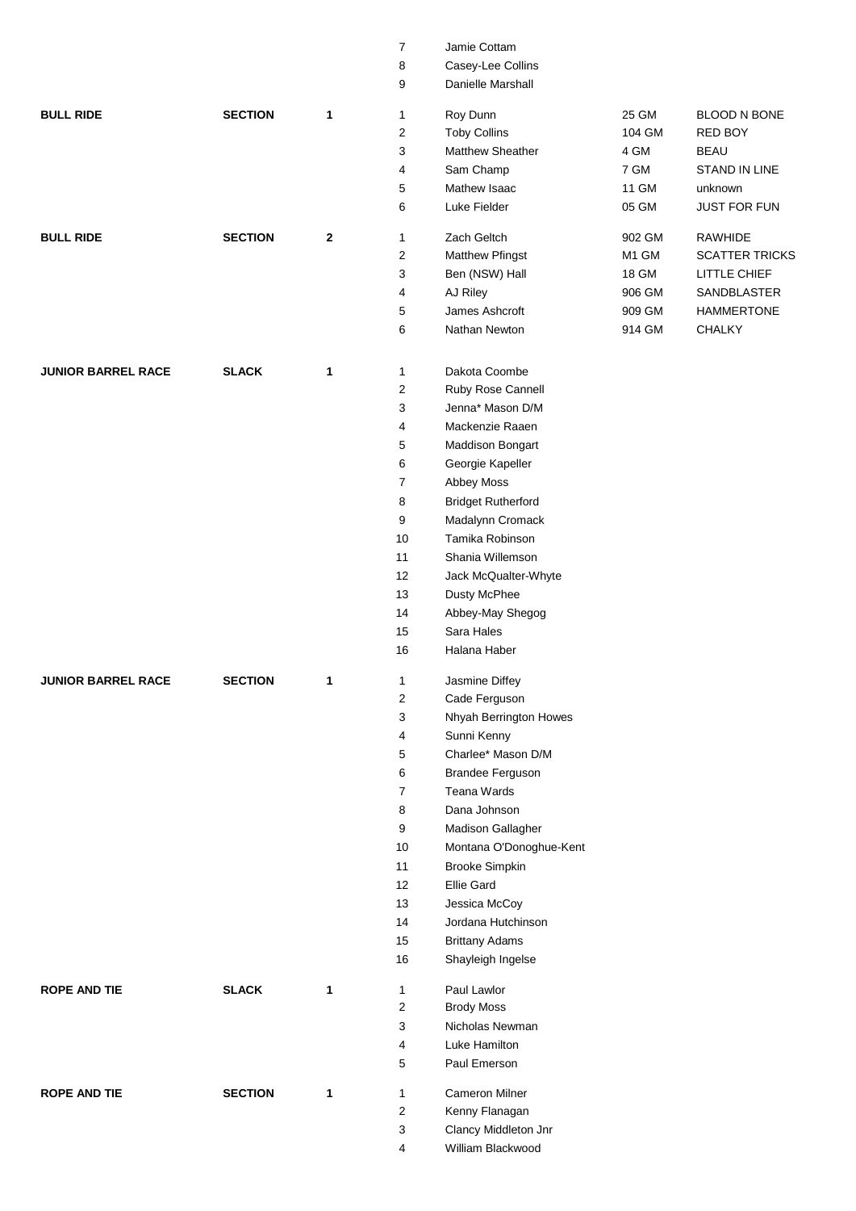| Event | Type | No. | Pos | Name | Number | Animal |
|---|---|---|---|---|---|---|
| | | | 7 | Jamie Cottam | | |
| | | | 8 | Casey-Lee Collins | | |
| | | | 9 | Danielle Marshall | | |
| **BULL RIDE** | **SECTION** | **1** | 1 | Roy Dunn | 25 GM | BLOOD N BONE |
| | | | 2 | Toby Collins | 104 GM | RED BOY |
| | | | 3 | Matthew Sheather | 4 GM | BEAU |
| | | | 4 | Sam Champ | 7 GM | STAND IN LINE |
| | | | 5 | Mathew Isaac | 11 GM | unknown |
| | | | 6 | Luke Fielder | 05 GM | JUST FOR FUN |
| **BULL RIDE** | **SECTION** | **2** | 1 | Zach Geltch | 902 GM | RAWHIDE |
| | | | 2 | Matthew Pfingst | M1 GM | SCATTER TRICKS |
| | | | 3 | Ben (NSW) Hall | 18 GM | LITTLE CHIEF |
| | | | 4 | AJ Riley | 906 GM | SANDBLASTER |
| | | | 5 | James Ashcroft | 909 GM | HAMMERTONE |
| | | | 6 | Nathan Newton | 914 GM | CHALKY |
| **JUNIOR BARREL RACE** | **SLACK** | **1** | 1 | Dakota Coombe | | |
| | | | 2 | Ruby Rose Cannell | | |
| | | | 3 | Jenna* Mason D/M | | |
| | | | 4 | Mackenzie Raaen | | |
| | | | 5 | Maddison Bongart | | |
| | | | 6 | Georgie Kapeller | | |
| | | | 7 | Abbey Moss | | |
| | | | 8 | Bridget Rutherford | | |
| | | | 9 | Madalynn Cromack | | |
| | | | 10 | Tamika Robinson | | |
| | | | 11 | Shania Willemson | | |
| | | | 12 | Jack McQualter-Whyte | | |
| | | | 13 | Dusty McPhee | | |
| | | | 14 | Abbey-May Shegog | | |
| | | | 15 | Sara Hales | | |
| | | | 16 | Halana Haber | | |
| **JUNIOR BARREL RACE** | **SECTION** | **1** | 1 | Jasmine Diffey | | |
| | | | 2 | Cade Ferguson | | |
| | | | 3 | Nhyah Berrington Howes | | |
| | | | 4 | Sunni Kenny | | |
| | | | 5 | Charlee* Mason D/M | | |
| | | | 6 | Brandee Ferguson | | |
| | | | 7 | Teana Wards | | |
| | | | 8 | Dana Johnson | | |
| | | | 9 | Madison Gallagher | | |
| | | | 10 | Montana O'Donoghue-Kent | | |
| | | | 11 | Brooke Simpkin | | |
| | | | 12 | Ellie Gard | | |
| | | | 13 | Jessica McCoy | | |
| | | | 14 | Jordana Hutchinson | | |
| | | | 15 | Brittany Adams | | |
| | | | 16 | Shayleigh Ingelse | | |
| **ROPE AND TIE** | **SLACK** | **1** | 1 | Paul Lawlor | | |
| | | | 2 | Brody Moss | | |
| | | | 3 | Nicholas Newman | | |
| | | | 4 | Luke Hamilton | | |
| | | | 5 | Paul Emerson | | |
| **ROPE AND TIE** | **SECTION** | **1** | 1 | Cameron Milner | | |
| | | | 2 | Kenny Flanagan | | |
| | | | 3 | Clancy Middleton Jnr | | |
| | | | 4 | William Blackwood | | |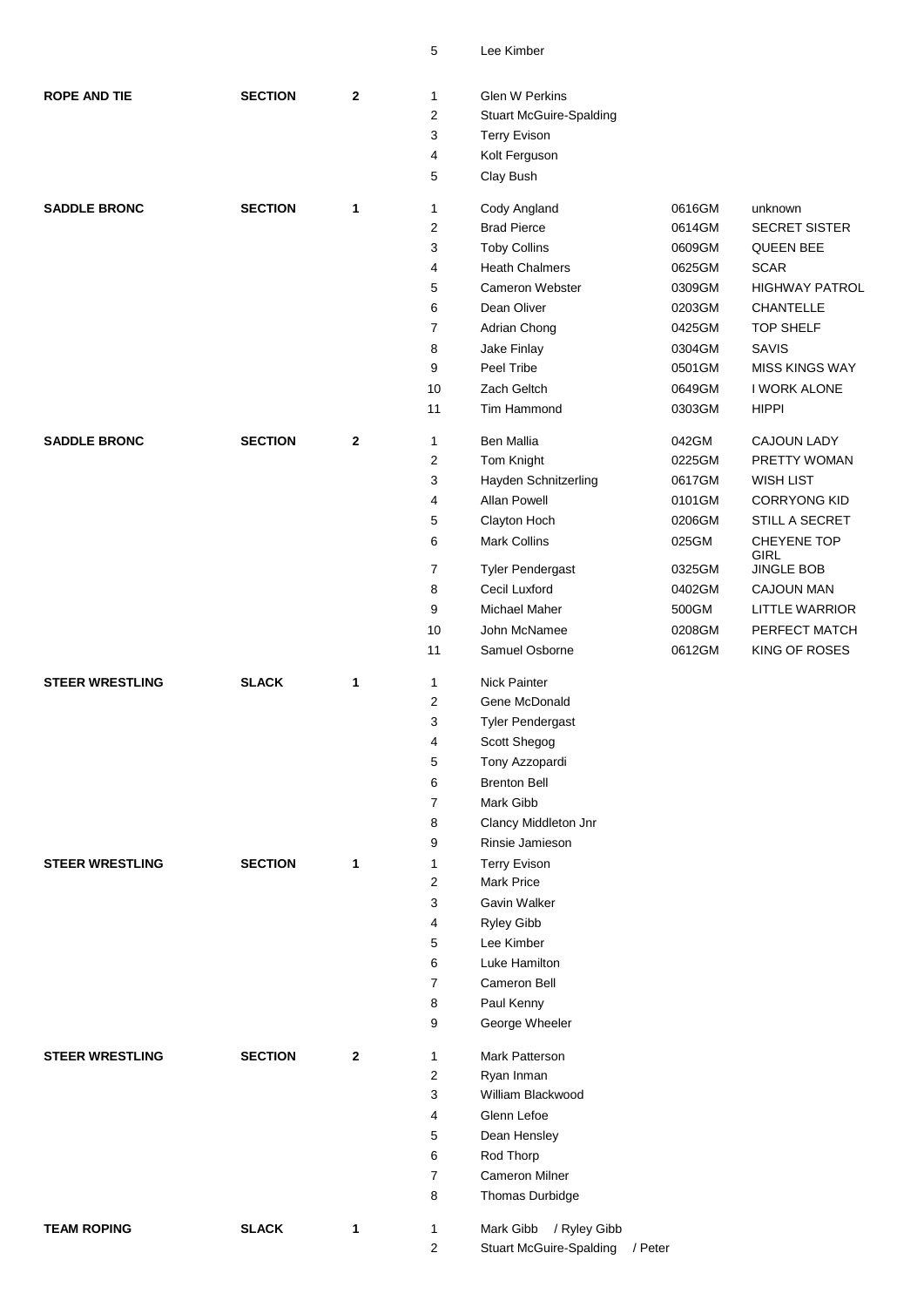| Event | Type | Section | No. | Name | Number | Animal |
|---|---|---|---|---|---|---|
| | | | 5 | Lee Kimber | | |
| **ROPE AND TIE** | **SECTION** | **2** | 1 | Glen W Perkins | | |
| | | | 2 | Stuart McGuire-Spalding | | |
| | | | 3 | Terry Evison | | |
| | | | 4 | Kolt Ferguson | | |
| | | | 5 | Clay Bush | | |
| **SADDLE BRONC** | **SECTION** | **1** | 1 | Cody Angland | 0616GM | unknown |
| | | | 2 | Brad Pierce | 0614GM | SECRET SISTER |
| | | | 3 | Toby Collins | 0609GM | QUEEN BEE |
| | | | 4 | Heath Chalmers | 0625GM | SCAR |
| | | | 5 | Cameron Webster | 0309GM | HIGHWAY PATROL |
| | | | 6 | Dean Oliver | 0203GM | CHANTELLE |
| | | | 7 | Adrian Chong | 0425GM | TOP SHELF |
| | | | 8 | Jake Finlay | 0304GM | SAVIS |
| | | | 9 | Peel Tribe | 0501GM | MISS KINGS WAY |
| | | | 10 | Zach Geltch | 0649GM | I WORK ALONE |
| | | | 11 | Tim Hammond | 0303GM | HIPPI |
| **SADDLE BRONC** | **SECTION** | **2** | 1 | Ben Mallia | 042GM | CAJOUN LADY |
| | | | 2 | Tom Knight | 0225GM | PRETTY WOMAN |
| | | | 3 | Hayden Schnitzerling | 0617GM | WISH LIST |
| | | | 4 | Allan Powell | 0101GM | CORRYONG KID |
| | | | 5 | Clayton Hoch | 0206GM | STILL A SECRET |
| | | | 6 | Mark Collins | 025GM | CHEYENE TOP GIRL |
| | | | 7 | Tyler Pendergast | 0325GM | JINGLE BOB |
| | | | 8 | Cecil Luxford | 0402GM | CAJOUN MAN |
| | | | 9 | Michael Maher | 500GM | LITTLE WARRIOR |
| | | | 10 | John McNamee | 0208GM | PERFECT MATCH |
| | | | 11 | Samuel Osborne | 0612GM | KING OF ROSES |
| **STEER WRESTLING** | **SLACK** | **1** | 1 | Nick Painter | | |
| | | | 2 | Gene McDonald | | |
| | | | 3 | Tyler Pendergast | | |
| | | | 4 | Scott Shegog | | |
| | | | 5 | Tony Azzopardi | | |
| | | | 6 | Brenton Bell | | |
| | | | 7 | Mark Gibb | | |
| | | | 8 | Clancy Middleton Jnr | | |
| | | | 9 | Rinsie Jamieson | | |
| **STEER WRESTLING** | **SECTION** | **1** | 1 | Terry Evison | | |
| | | | 2 | Mark Price | | |
| | | | 3 | Gavin Walker | | |
| | | | 4 | Ryley Gibb | | |
| | | | 5 | Lee Kimber | | |
| | | | 6 | Luke Hamilton | | |
| | | | 7 | Cameron Bell | | |
| | | | 8 | Paul Kenny | | |
| | | | 9 | George Wheeler | | |
| **STEER WRESTLING** | **SECTION** | **2** | 1 | Mark Patterson | | |
| | | | 2 | Ryan Inman | | |
| | | | 3 | William Blackwood | | |
| | | | 4 | Glenn Lefoe | | |
| | | | 5 | Dean Hensley | | |
| | | | 6 | Rod Thorp | | |
| | | | 7 | Cameron Milner | | |
| | | | 8 | Thomas Durbidge | | |
| **TEAM ROPING** | **SLACK** | **1** | 1 | Mark Gibb / Ryley Gibb | | |
| | | | 2 | Stuart McGuire-Spalding / Peter | | |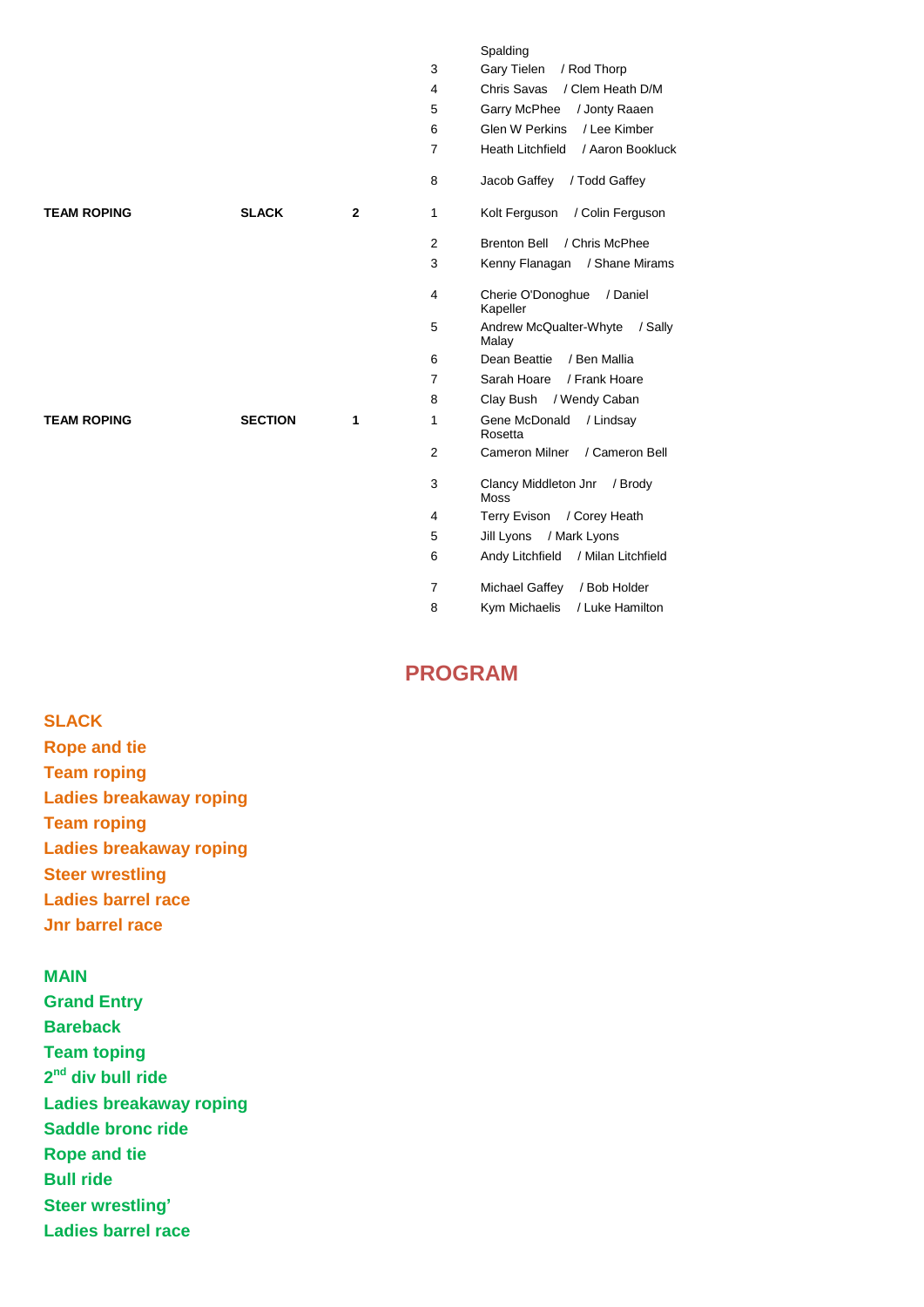| | | | | |
|---|---|---|---|---|
| | | | | Spalding |
| | | | 3 | Gary Tielen / Rod Thorp |
| | | | 4 | Chris Savas / Clem Heath D/M |
| | | | 5 | Garry McPhee / Jonty Raaen |
| | | | 6 | Glen W Perkins / Lee Kimber |
| | | | 7 | Heath Litchfield / Aaron Bookluck |
| | | | 8 | Jacob Gaffey / Todd Gaffey |
| **TEAM ROPING** | **SLACK** | **2** | 1 | Kolt Ferguson / Colin Ferguson |
| | | | 2 | Brenton Bell / Chris McPhee |
| | | | 3 | Kenny Flanagan / Shane Mirams |
| | | | 4 | Cherie O'Donoghue / Daniel Kapeller |
| | | | 5 | Andrew McQualter-Whyte / Sally Malay |
| | | | 6 | Dean Beattie / Ben Mallia |
| | | | 7 | Sarah Hoare / Frank Hoare |
| | | | 8 | Clay Bush / Wendy Caban |
| **TEAM ROPING** | **SECTION** | **1** | 1 | Gene McDonald / Lindsay Rosetta |
| | | | 2 | Cameron Milner / Cameron Bell |
| | | | 3 | Clancy Middleton Jnr / Brody Moss |
| | | | 4 | Terry Evison / Corey Heath |
| | | | 5 | Jill Lyons / Mark Lyons |
| | | | 6 | Andy Litchfield / Milan Litchfield |
| | | | 7 | Michael Gaffey / Bob Holder |
| | | | 8 | Kym Michaelis / Luke Hamilton |

# PROGRAM

**SLACK**
**Rope and tie**
**Team roping**
**Ladies breakaway roping**
**Team roping**
**Ladies breakaway roping**
**Steer wrestling**
**Ladies barrel race**
**Jnr barrel race**

**MAIN**
**Grand Entry**
**Bareback**
**Team toping**
**2nd div bull ride**
**Ladies breakaway roping**
**Saddle bronc ride**
**Rope and tie**
**Bull ride**
**Steer wrestling'**
**Ladies barrel race**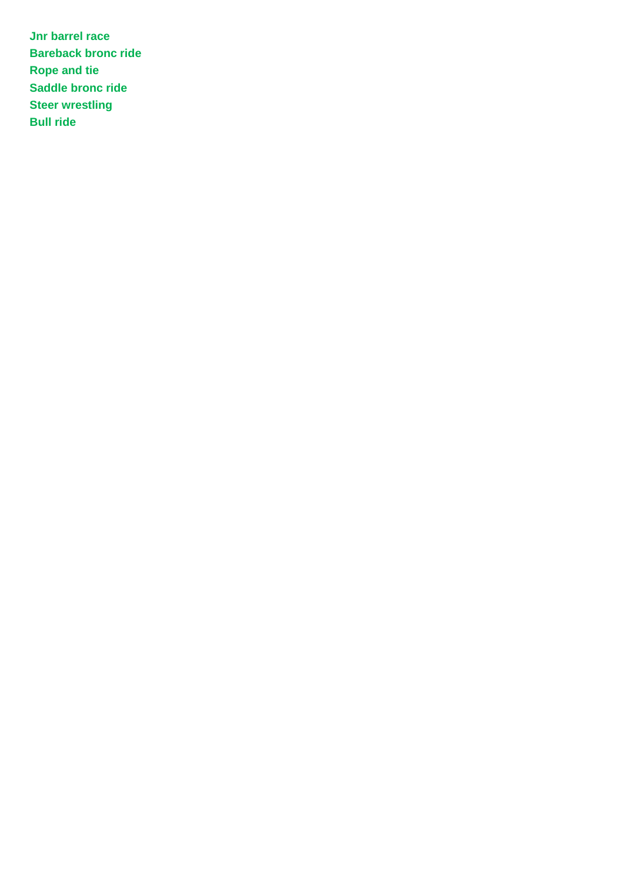**Jnr barrel race**
**Bareback bronc ride**
**Rope and tie**
**Saddle bronc ride**
**Steer wrestling**
**Bull ride**